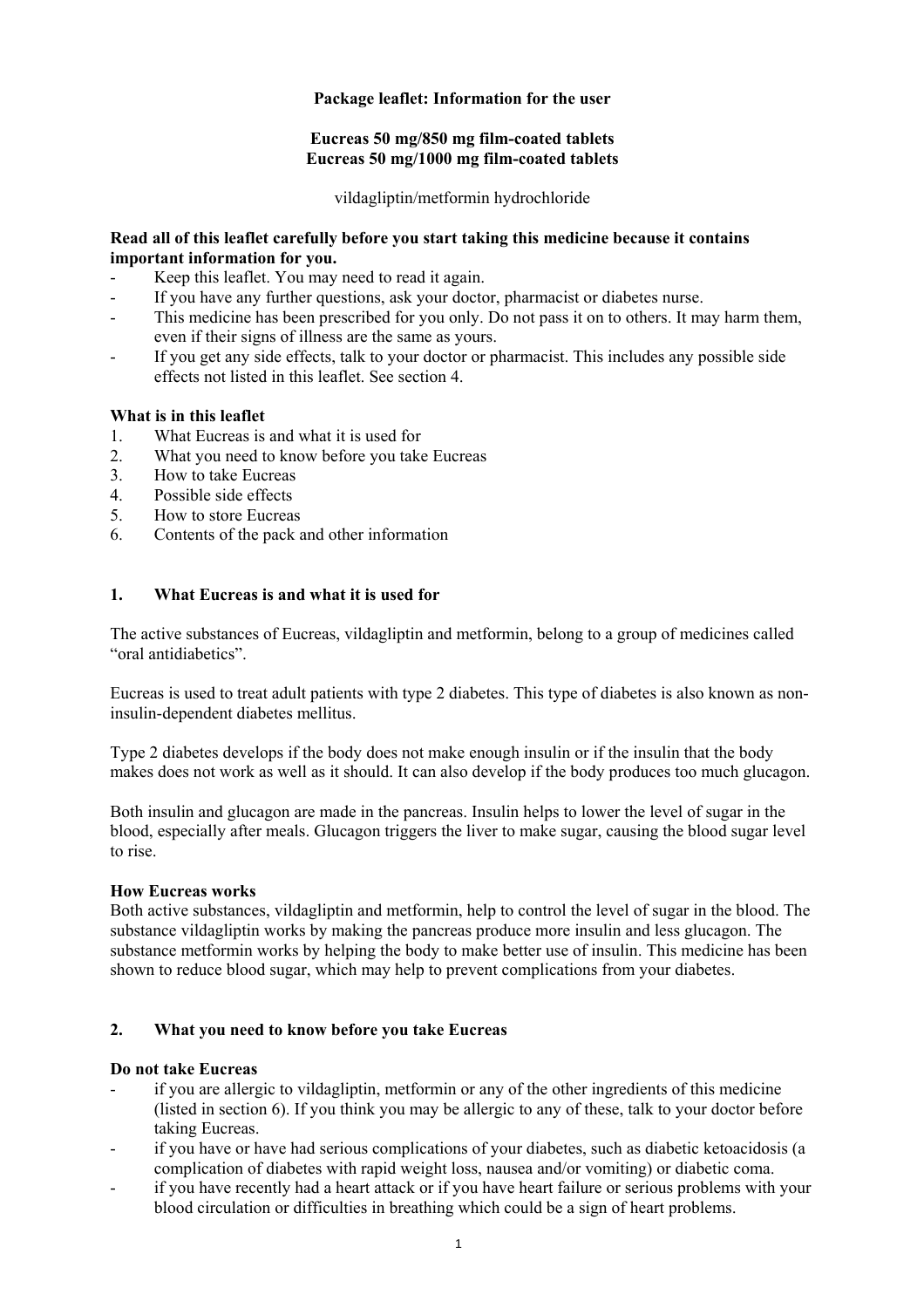**Package leaflet: Information for the user**

**Eucreas 50 mg/850 mg film-coated tablets**
**Eucreas 50 mg/1000 mg film-coated tablets**

vildagliptin/metformin hydrochloride

**Read all of this leaflet carefully before you start taking this medicine because it contains important information for you.**

- Keep this leaflet. You may need to read it again.
- If you have any further questions, ask your doctor, pharmacist or diabetes nurse.
- This medicine has been prescribed for you only. Do not pass it on to others. It may harm them, even if their signs of illness are the same as yours.
- If you get any side effects, talk to your doctor or pharmacist. This includes any possible side effects not listed in this leaflet. See section 4.

**What is in this leaflet**

1. What Eucreas is and what it is used for
2. What you need to know before you take Eucreas
3. How to take Eucreas
4. Possible side effects
5. How to store Eucreas
6. Contents of the pack and other information

## 1. What Eucreas is and what it is used for

The active substances of Eucreas, vildagliptin and metformin, belong to a group of medicines called "oral antidiabetics".

Eucreas is used to treat adult patients with type 2 diabetes. This type of diabetes is also known as non-insulin-dependent diabetes mellitus.

Type 2 diabetes develops if the body does not make enough insulin or if the insulin that the body makes does not work as well as it should. It can also develop if the body produces too much glucagon.

Both insulin and glucagon are made in the pancreas. Insulin helps to lower the level of sugar in the blood, especially after meals. Glucagon triggers the liver to make sugar, causing the blood sugar level to rise.

**How Eucreas works**

Both active substances, vildagliptin and metformin, help to control the level of sugar in the blood. The substance vildagliptin works by making the pancreas produce more insulin and less glucagon. The substance metformin works by helping the body to make better use of insulin. This medicine has been shown to reduce blood sugar, which may help to prevent complications from your diabetes.

## 2. What you need to know before you take Eucreas

**Do not take Eucreas**

- if you are allergic to vildagliptin, metformin or any of the other ingredients of this medicine (listed in section 6). If you think you may be allergic to any of these, talk to your doctor before taking Eucreas.
- if you have or have had serious complications of your diabetes, such as diabetic ketoacidosis (a complication of diabetes with rapid weight loss, nausea and/or vomiting) or diabetic coma.
- if you have recently had a heart attack or if you have heart failure or serious problems with your blood circulation or difficulties in breathing which could be a sign of heart problems.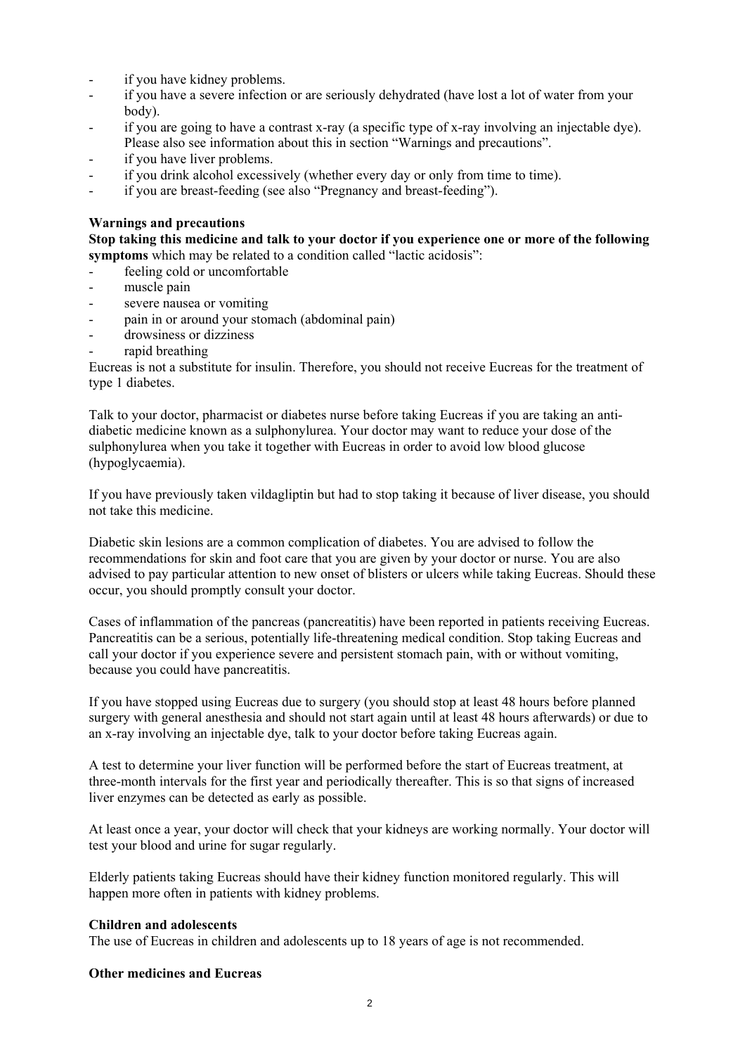- if you have kidney problems.
- if you have a severe infection or are seriously dehydrated (have lost a lot of water from your body).
- if you are going to have a contrast x-ray (a specific type of x-ray involving an injectable dye). Please also see information about this in section "Warnings and precautions".
- if you have liver problems.
- if you drink alcohol excessively (whether every day or only from time to time).
- if you are breast-feeding (see also "Pregnancy and breast-feeding").

**Warnings and precautions**

**Stop taking this medicine and talk to your doctor if you experience one or more of the following symptoms** which may be related to a condition called "lactic acidosis":

- feeling cold or uncomfortable
- muscle pain
- severe nausea or vomiting
- pain in or around your stomach (abdominal pain)
- drowsiness or dizziness
- rapid breathing

Eucreas is not a substitute for insulin. Therefore, you should not receive Eucreas for the treatment of type 1 diabetes.

Talk to your doctor, pharmacist or diabetes nurse before taking Eucreas if you are taking an anti-diabetic medicine known as a sulphonylurea. Your doctor may want to reduce your dose of the sulphonylurea when you take it together with Eucreas in order to avoid low blood glucose (hypoglycaemia).

If you have previously taken vildagliptin but had to stop taking it because of liver disease, you should not take this medicine.

Diabetic skin lesions are a common complication of diabetes. You are advised to follow the recommendations for skin and foot care that you are given by your doctor or nurse. You are also advised to pay particular attention to new onset of blisters or ulcers while taking Eucreas. Should these occur, you should promptly consult your doctor.

Cases of inflammation of the pancreas (pancreatitis) have been reported in patients receiving Eucreas. Pancreatitis can be a serious, potentially life-threatening medical condition. Stop taking Eucreas and call your doctor if you experience severe and persistent stomach pain, with or without vomiting, because you could have pancreatitis.

If you have stopped using Eucreas due to surgery (you should stop at least 48 hours before planned surgery with general anesthesia and should not start again until at least 48 hours afterwards) or due to an x-ray involving an injectable dye, talk to your doctor before taking Eucreas again.

A test to determine your liver function will be performed before the start of Eucreas treatment, at three-month intervals for the first year and periodically thereafter. This is so that signs of increased liver enzymes can be detected as early as possible.

At least once a year, your doctor will check that your kidneys are working normally. Your doctor will test your blood and urine for sugar regularly.

Elderly patients taking Eucreas should have their kidney function monitored regularly. This will happen more often in patients with kidney problems.

**Children and adolescents**

The use of Eucreas in children and adolescents up to 18 years of age is not recommended.

**Other medicines and Eucreas**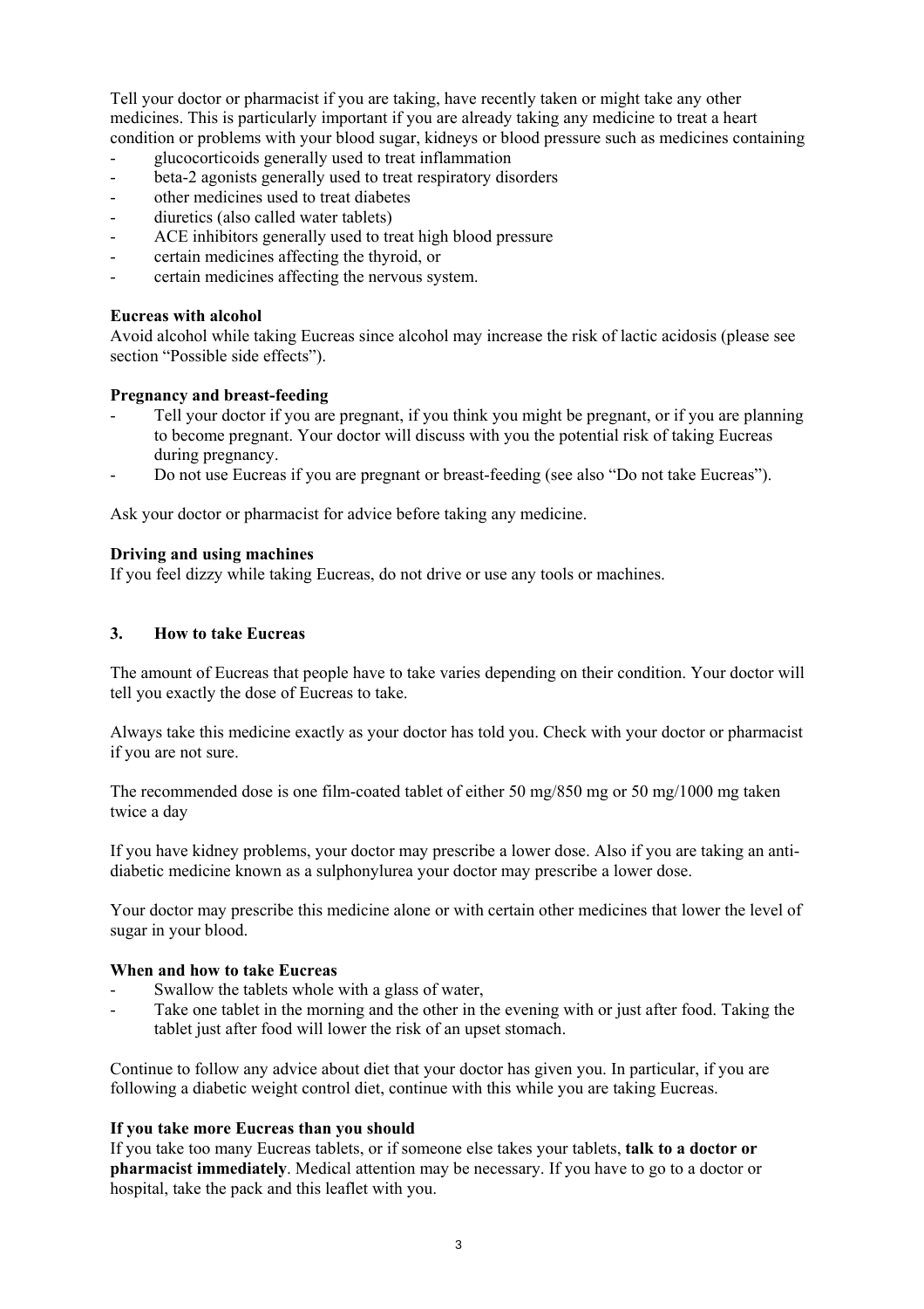Tell your doctor or pharmacist if you are taking, have recently taken or might take any other medicines. This is particularly important if you are already taking any medicine to treat a heart condition or problems with your blood sugar, kidneys or blood pressure such as medicines containing

- glucocorticoids generally used to treat inflammation
- beta-2 agonists generally used to treat respiratory disorders
- other medicines used to treat diabetes
- diuretics (also called water tablets)
- ACE inhibitors generally used to treat high blood pressure
- certain medicines affecting the thyroid, or
- certain medicines affecting the nervous system.

**Eucreas with alcohol**

Avoid alcohol while taking Eucreas since alcohol may increase the risk of lactic acidosis (please see section "Possible side effects").

**Pregnancy and breast-feeding**

- Tell your doctor if you are pregnant, if you think you might be pregnant, or if you are planning to become pregnant. Your doctor will discuss with you the potential risk of taking Eucreas during pregnancy.
- Do not use Eucreas if you are pregnant or breast-feeding (see also "Do not take Eucreas").

Ask your doctor or pharmacist for advice before taking any medicine.

**Driving and using machines**

If you feel dizzy while taking Eucreas, do not drive or use any tools or machines.

## 3. How to take Eucreas

The amount of Eucreas that people have to take varies depending on their condition. Your doctor will tell you exactly the dose of Eucreas to take.

Always take this medicine exactly as your doctor has told you. Check with your doctor or pharmacist if you are not sure.

The recommended dose is one film-coated tablet of either 50 mg/850 mg or 50 mg/1000 mg taken twice a day

If you have kidney problems, your doctor may prescribe a lower dose. Also if you are taking an anti-diabetic medicine known as a sulphonylurea your doctor may prescribe a lower dose.

Your doctor may prescribe this medicine alone or with certain other medicines that lower the level of sugar in your blood.

**When and how to take Eucreas**

- Swallow the tablets whole with a glass of water,
- Take one tablet in the morning and the other in the evening with or just after food. Taking the tablet just after food will lower the risk of an upset stomach.

Continue to follow any advice about diet that your doctor has given you. In particular, if you are following a diabetic weight control diet, continue with this while you are taking Eucreas.

**If you take more Eucreas than you should**

If you take too many Eucreas tablets, or if someone else takes your tablets, **talk to a doctor or pharmacist immediately**. Medical attention may be necessary. If you have to go to a doctor or hospital, take the pack and this leaflet with you.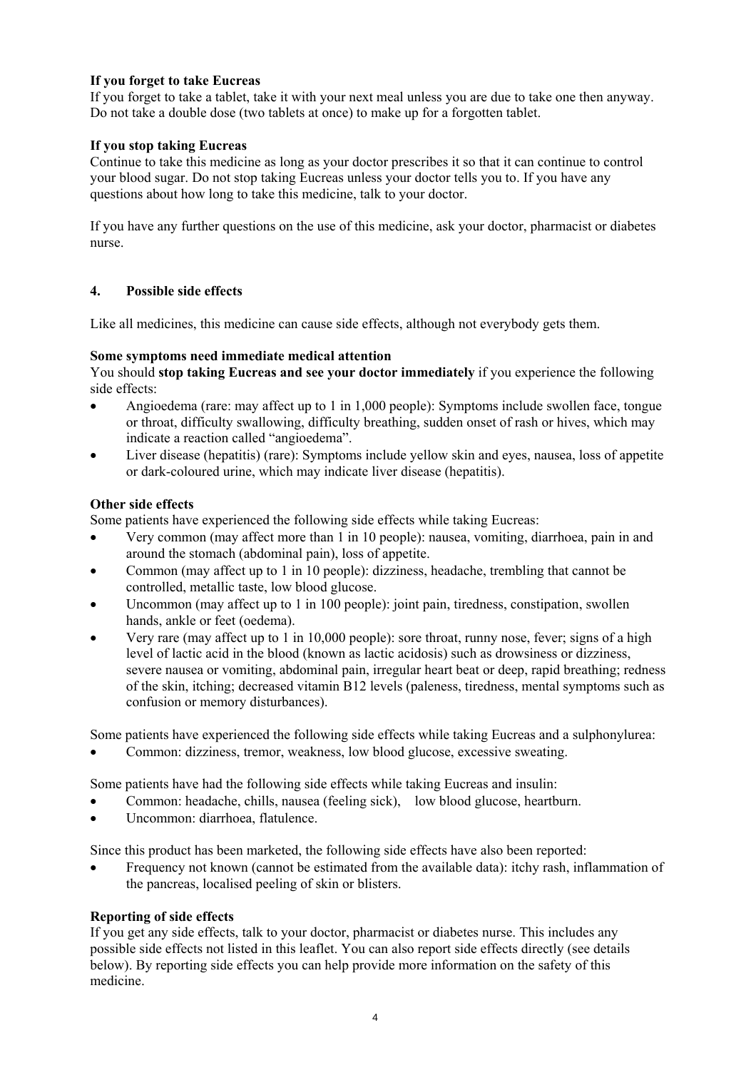**If you forget to take Eucreas**

If you forget to take a tablet, take it with your next meal unless you are due to take one then anyway. Do not take a double dose (two tablets at once) to make up for a forgotten tablet.

**If you stop taking Eucreas**

Continue to take this medicine as long as your doctor prescribes it so that it can continue to control your blood sugar. Do not stop taking Eucreas unless your doctor tells you to. If you have any questions about how long to take this medicine, talk to your doctor.

If you have any further questions on the use of this medicine, ask your doctor, pharmacist or diabetes nurse.

## 4. Possible side effects

Like all medicines, this medicine can cause side effects, although not everybody gets them.

**Some symptoms need immediate medical attention**

You should **stop taking Eucreas and see your doctor immediately** if you experience the following side effects:

- Angioedema (rare: may affect up to 1 in 1,000 people): Symptoms include swollen face, tongue or throat, difficulty swallowing, difficulty breathing, sudden onset of rash or hives, which may indicate a reaction called "angioedema".
- Liver disease (hepatitis) (rare): Symptoms include yellow skin and eyes, nausea, loss of appetite or dark-coloured urine, which may indicate liver disease (hepatitis).

**Other side effects**

Some patients have experienced the following side effects while taking Eucreas:

- Very common (may affect more than 1 in 10 people): nausea, vomiting, diarrhoea, pain in and around the stomach (abdominal pain), loss of appetite.
- Common (may affect up to 1 in 10 people): dizziness, headache, trembling that cannot be controlled, metallic taste, low blood glucose.
- Uncommon (may affect up to 1 in 100 people): joint pain, tiredness, constipation, swollen hands, ankle or feet (oedema).
- Very rare (may affect up to 1 in 10,000 people): sore throat, runny nose, fever; signs of a high level of lactic acid in the blood (known as lactic acidosis) such as drowsiness or dizziness, severe nausea or vomiting, abdominal pain, irregular heart beat or deep, rapid breathing; redness of the skin, itching; decreased vitamin B12 levels (paleness, tiredness, mental symptoms such as confusion or memory disturbances).

Some patients have experienced the following side effects while taking Eucreas and a sulphonylurea:

- Common: dizziness, tremor, weakness, low blood glucose, excessive sweating.

Some patients have had the following side effects while taking Eucreas and insulin:

- Common: headache, chills, nausea (feeling sick), low blood glucose, heartburn.
- Uncommon: diarrhoea, flatulence.

Since this product has been marketed, the following side effects have also been reported:

- Frequency not known (cannot be estimated from the available data): itchy rash, inflammation of the pancreas, localised peeling of skin or blisters.

**Reporting of side effects**

If you get any side effects, talk to your doctor, pharmacist or diabetes nurse. This includes any possible side effects not listed in this leaflet. You can also report side effects directly (see details below). By reporting side effects you can help provide more information on the safety of this medicine.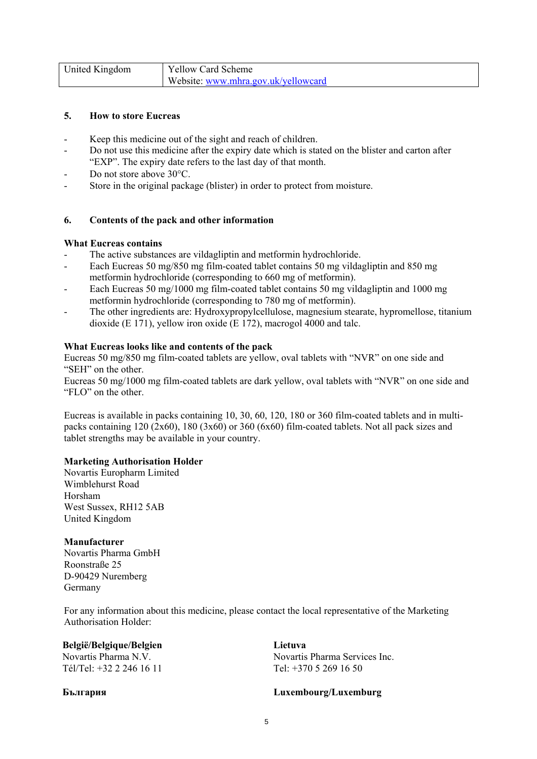| United Kingdom | Yellow Card Scheme<br>Website: www.mhra.gov.uk/yellowcard |
|---|---|

## 5. How to store Eucreas

- Keep this medicine out of the sight and reach of children.
- Do not use this medicine after the expiry date which is stated on the blister and carton after "EXP". The expiry date refers to the last day of that month.
- Do not store above 30°C.
- Store in the original package (blister) in order to protect from moisture.

## 6. Contents of the pack and other information

**What Eucreas contains**

- The active substances are vildagliptin and metformin hydrochloride.
- Each Eucreas 50 mg/850 mg film-coated tablet contains 50 mg vildagliptin and 850 mg metformin hydrochloride (corresponding to 660 mg of metformin).
- Each Eucreas 50 mg/1000 mg film-coated tablet contains 50 mg vildagliptin and 1000 mg metformin hydrochloride (corresponding to 780 mg of metformin).
- The other ingredients are: Hydroxypropylcellulose, magnesium stearate, hypromellose, titanium dioxide (E 171), yellow iron oxide (E 172), macrogol 4000 and talc.

**What Eucreas looks like and contents of the pack**

Eucreas 50 mg/850 mg film-coated tablets are yellow, oval tablets with "NVR" on one side and "SEH" on the other.
Eucreas 50 mg/1000 mg film-coated tablets are dark yellow, oval tablets with "NVR" on one side and "FLO" on the other.

Eucreas is available in packs containing 10, 30, 60, 120, 180 or 360 film-coated tablets and in multi-packs containing 120 (2x60), 180 (3x60) or 360 (6x60) film-coated tablets. Not all pack sizes and tablet strengths may be available in your country.

**Marketing Authorisation Holder**

Novartis Europharm Limited
Wimblehurst Road
Horsham
West Sussex, RH12 5AB
United Kingdom

**Manufacturer**

Novartis Pharma GmbH
Roonstraße 25
D-90429 Nuremberg
Germany

For any information about this medicine, please contact the local representative of the Marketing Authorisation Holder:

**België/Belgique/Belgien**
Novartis Pharma N.V.
Tél/Tel: +32 2 246 16 11

**Lietuva**
Novartis Pharma Services Inc.
Tel: +370 5 269 16 50

**България**

**Luxembourg/Luxemburg**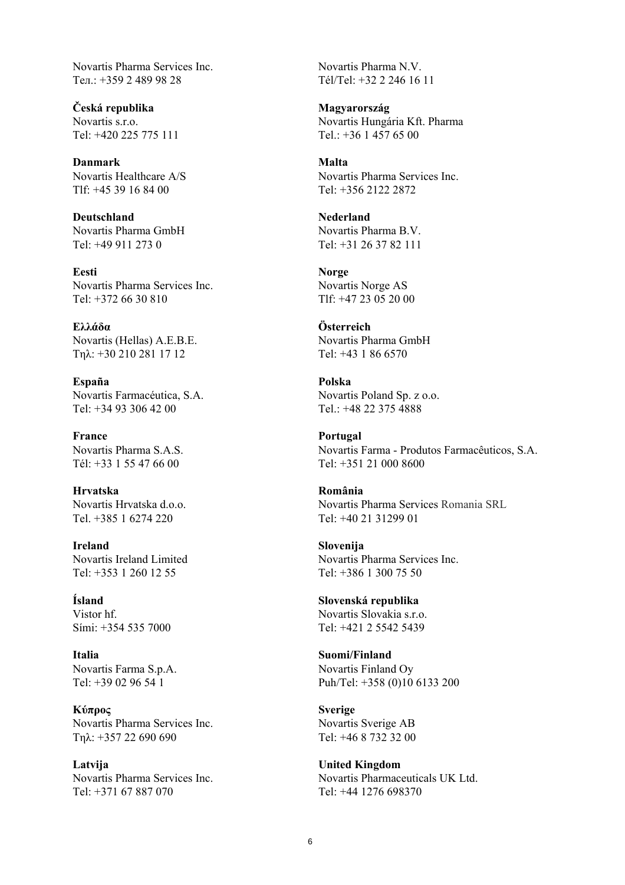Novartis Pharma Services Inc.
Тел.: +359 2 489 98 28

**Česká republika**
Novartis s.r.o.
Tel: +420 225 775 111

**Danmark**
Novartis Healthcare A/S
Tlf: +45 39 16 84 00

**Deutschland**
Novartis Pharma GmbH
Tel: +49 911 273 0

**Eesti**
Novartis Pharma Services Inc.
Tel: +372 66 30 810

**Ελλάδα**
Novartis (Hellas) A.E.B.E.
Τηλ: +30 210 281 17 12

**España**
Novartis Farmacéutica, S.A.
Tel: +34 93 306 42 00

**France**
Novartis Pharma S.A.S.
Tél: +33 1 55 47 66 00

**Hrvatska**
Novartis Hrvatska d.o.o.
Tel. +385 1 6274 220

**Ireland**
Novartis Ireland Limited
Tel: +353 1 260 12 55

**Ísland**
Vistor hf.
Sími: +354 535 7000

**Italia**
Novartis Farma S.p.A.
Tel: +39 02 96 54 1

**Κύπρος**
Novartis Pharma Services Inc.
Τηλ: +357 22 690 690

**Latvija**
Novartis Pharma Services Inc.
Tel: +371 67 887 070

Novartis Pharma N.V.
Tél/Tel: +32 2 246 16 11

**Magyarország**
Novartis Hungária Kft. Pharma
Tel.: +36 1 457 65 00

**Malta**
Novartis Pharma Services Inc.
Tel: +356 2122 2872

**Nederland**
Novartis Pharma B.V.
Tel: +31 26 37 82 111

**Norge**
Novartis Norge AS
Tlf: +47 23 05 20 00

**Österreich**
Novartis Pharma GmbH
Tel: +43 1 86 6570

**Polska**
Novartis Poland Sp. z o.o.
Tel.: +48 22 375 4888

**Portugal**
Novartis Farma - Produtos Farmacêuticos, S.A.
Tel: +351 21 000 8600

**România**
Novartis Pharma Services Romania SRL
Tel: +40 21 31299 01

**Slovenija**
Novartis Pharma Services Inc.
Tel: +386 1 300 75 50

**Slovenská republika**
Novartis Slovakia s.r.o.
Tel: +421 2 5542 5439

**Suomi/Finland**
Novartis Finland Oy
Puh/Tel: +358 (0)10 6133 200

**Sverige**
Novartis Sverige AB
Tel: +46 8 732 32 00

**United Kingdom**
Novartis Pharmaceuticals UK Ltd.
Tel: +44 1276 698370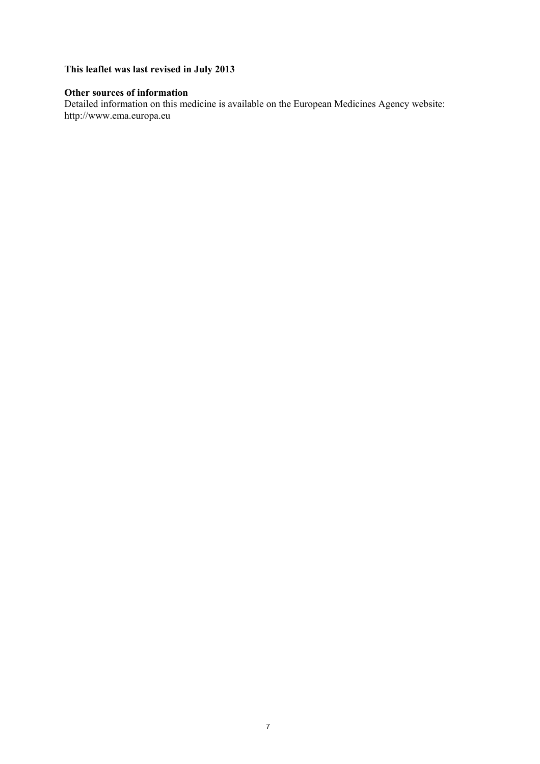**This leaflet was last revised in July 2013**

**Other sources of information**

Detailed information on this medicine is available on the European Medicines Agency website: http://www.ema.europa.eu